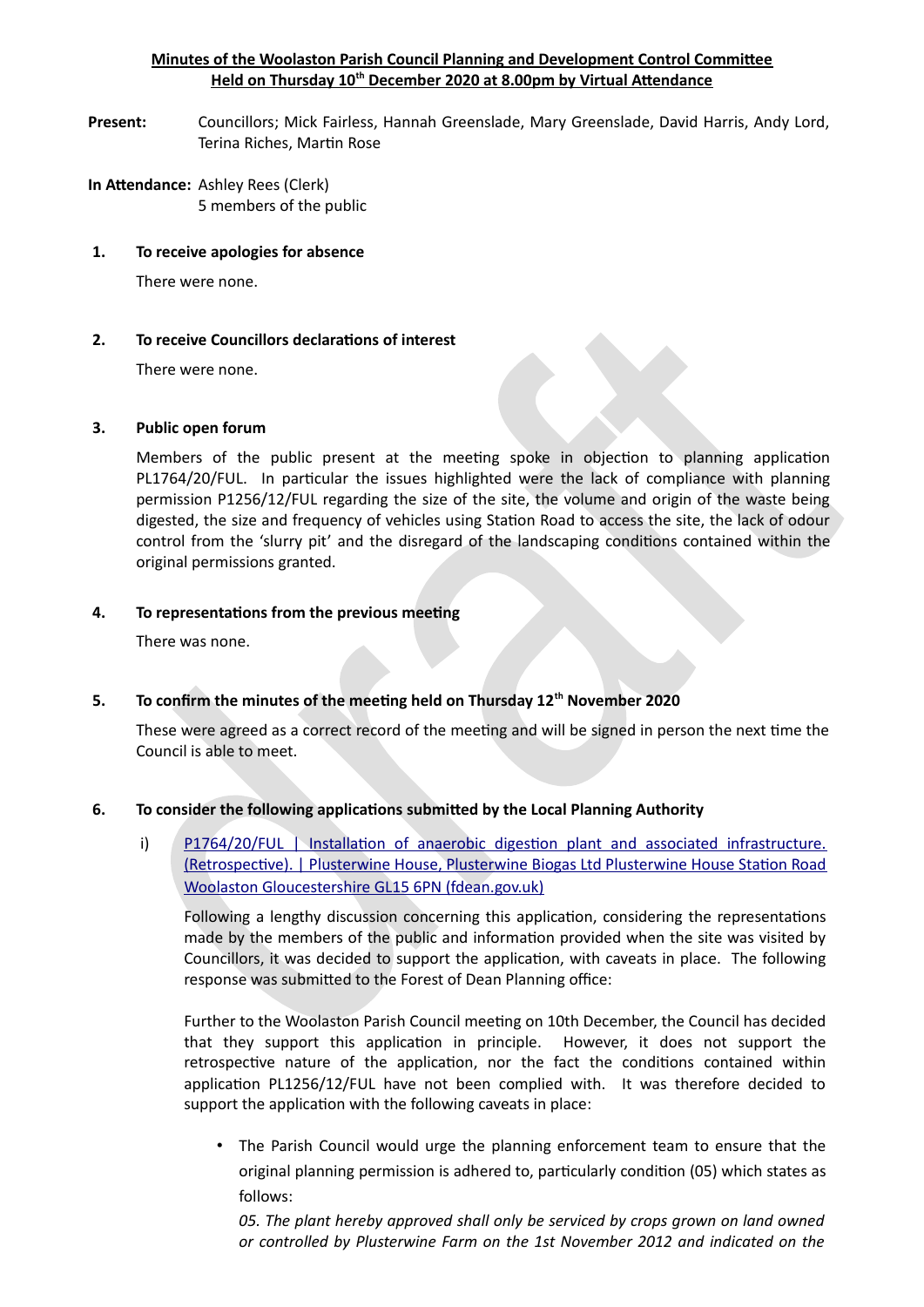**Minutes of the Woolaston Parish Council Planning and Development Control Committee**
**Held on Thursday 10th December 2020 at 8.00pm by Virtual Attendance**

**Present:** Councillors; Mick Fairless, Hannah Greenslade, Mary Greenslade, David Harris, Andy Lord, Terina Riches, Martin Rose

**In Attendance:** Ashley Rees (Clerk)
5 members of the public

**1. To receive apologies for absence**

There were none.

**2. To receive Councillors declarations of interest**

There were none.

**3. Public open forum**

Members of the public present at the meeting spoke in objection to planning application PL1764/20/FUL. In particular the issues highlighted were the lack of compliance with planning permission P1256/12/FUL regarding the size of the site, the volume and origin of the waste being digested, the size and frequency of vehicles using Station Road to access the site, the lack of odour control from the 'slurry pit' and the disregard of the landscaping conditions contained within the original permissions granted.

**4. To representations from the previous meeting**

There was none.

**5. To confirm the minutes of the meeting held on Thursday 12th November 2020**

These were agreed as a correct record of the meeting and will be signed in person the next time the Council is able to meet.

**6. To consider the following applications submitted by the Local Planning Authority**

i) P1764/20/FUL | Installation of anaerobic digestion plant and associated infrastructure. (Retrospective). | Plusterwine House, Plusterwine Biogas Ltd Plusterwine House Station Road Woolaston Gloucestershire GL15 6PN (fdean.gov.uk)

Following a lengthy discussion concerning this application, considering the representations made by the members of the public and information provided when the site was visited by Councillors, it was decided to support the application, with caveats in place. The following response was submitted to the Forest of Dean Planning office:

Further to the Woolaston Parish Council meeting on 10th December, the Council has decided that they support this application in principle. However, it does not support the retrospective nature of the application, nor the fact the conditions contained within application PL1256/12/FUL have not been complied with. It was therefore decided to support the application with the following caveats in place:

- The Parish Council would urge the planning enforcement team to ensure that the original planning permission is adhered to, particularly condition (05) which states as follows:

  *05. The plant hereby approved shall only be serviced by crops grown on land owned or controlled by Plusterwine Farm on the 1st November 2012 and indicated on the*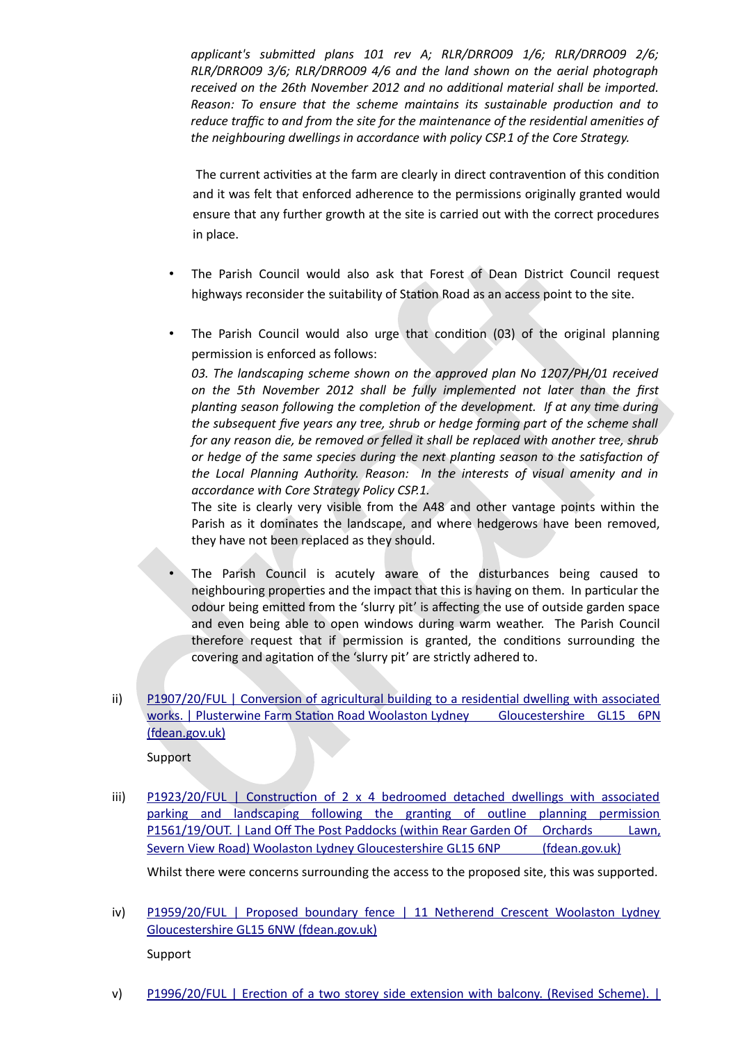*applicant's submitted plans 101 rev A; RLR/DRRO09 1/6; RLR/DRRO09 2/6; RLR/DRRO09 3/6; RLR/DRRO09 4/6 and the land shown on the aerial photograph received on the 26th November 2012 and no additional material shall be imported. Reason: To ensure that the scheme maintains its sustainable production and to reduce traffic to and from the site for the maintenance of the residential amenities of the neighbouring dwellings in accordance with policy CSP.1 of the Core Strategy.*

The current activities at the farm are clearly in direct contravention of this condition and it was felt that enforced adherence to the permissions originally granted would ensure that any further growth at the site is carried out with the correct procedures in place.

- The Parish Council would also ask that Forest of Dean District Council request highways reconsider the suitability of Station Road as an access point to the site.

- The Parish Council would also urge that condition (03) of the original planning permission is enforced as follows:

  *03. The landscaping scheme shown on the approved plan No 1207/PH/01 received on the 5th November 2012 shall be fully implemented not later than the first planting season following the completion of the development. If at any time during the subsequent five years any tree, shrub or hedge forming part of the scheme shall for any reason die, be removed or felled it shall be replaced with another tree, shrub or hedge of the same species during the next planting season to the satisfaction of the Local Planning Authority. Reason: In the interests of visual amenity and in accordance with Core Strategy Policy CSP.1.*

  The site is clearly very visible from the A48 and other vantage points within the Parish as it dominates the landscape, and where hedgerows have been removed, they have not been replaced as they should.

- The Parish Council is acutely aware of the disturbances being caused to neighbouring properties and the impact that this is having on them. In particular the odour being emitted from the 'slurry pit' is affecting the use of outside garden space and even being able to open windows during warm weather. The Parish Council therefore request that if permission is granted, the conditions surrounding the covering and agitation of the 'slurry pit' are strictly adhered to.

ii) P1907/20/FUL | Conversion of agricultural building to a residential dwelling with associated works. | Plusterwine Farm Station Road Woolaston Lydney Gloucestershire GL15 6PN (fdean.gov.uk)

Support

iii) P1923/20/FUL | Construction of 2 x 4 bedroomed detached dwellings with associated parking and landscaping following the granting of outline planning permission P1561/19/OUT. | Land Off The Post Paddocks (within Rear Garden Of Orchards Lawn, Severn View Road) Woolaston Lydney Gloucestershire GL15 6NP (fdean.gov.uk)

Whilst there were concerns surrounding the access to the proposed site, this was supported.

iv) P1959/20/FUL | Proposed boundary fence | 11 Netherend Crescent Woolaston Lydney Gloucestershire GL15 6NW (fdean.gov.uk)

Support

v) P1996/20/FUL | Erection of a two storey side extension with balcony. (Revised Scheme). |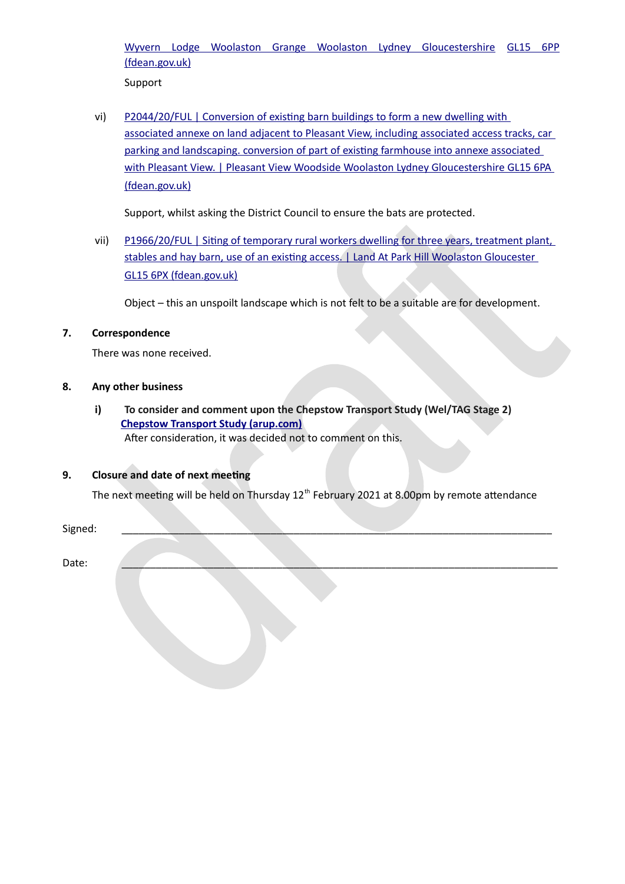[Wyvern Lodge Woolaston Grange Woolaston Lydney Gloucestershire GL15 6PP (fdean.gov.uk)]

Support

vi) [P2044/20/FUL | Conversion of existing barn buildings to form a new dwelling with associated annexe on land adjacent to Pleasant View, including associated access tracks, car parking and landscaping. conversion of part of existing farmhouse into annexe associated with Pleasant View. | Pleasant View Woodside Woolaston Lydney Gloucestershire GL15 6PA (fdean.gov.uk)]

Support, whilst asking the District Council to ensure the bats are protected.

vii) [P1966/20/FUL | Siting of temporary rural workers dwelling for three years, treatment plant, stables and hay barn, use of an existing access. | Land At Park Hill Woolaston Gloucester GL15 6PX (fdean.gov.uk)]

Object – this an unspoilt landscape which is not felt to be a suitable are for development.

**7. Correspondence**

There was none received.

**8. Any other business**

**i) To consider and comment upon the Chepstow Transport Study (Wel/TAG Stage 2)**
**[Chepstow Transport Study (arup.com)]**
After consideration, it was decided not to comment on this.

**9. Closure and date of next meeting**

The next meeting will be held on Thursday 12th February 2021 at 8.00pm by remote attendance

Signed: ______________________________________________

Date: ______________________________________________